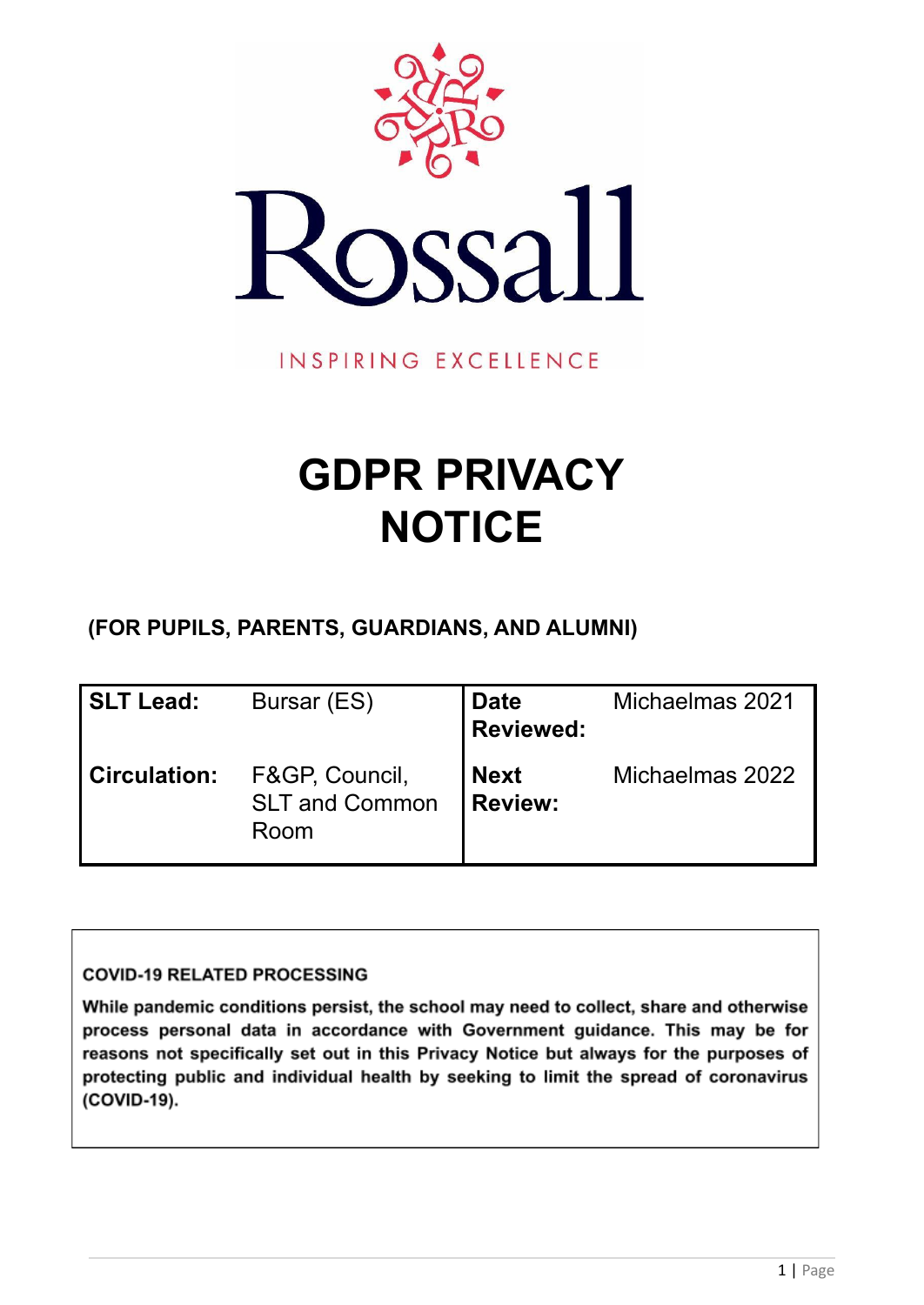Rossall

INSPIRING EXCELLENCE

# GDPR PRIVACY NOTICE

**(FOR PUPILS, PARENTS, GUARDIANS, AND ALUMNI)**

| **SLT Lead:** | Bursar (ES) | **Date Reviewed:** | Michaelmas 2021 |
|---|---|---|---|
| **Circulation:** | F&GP, Council, SLT and Common Room | **Next Review:** | Michaelmas 2022 |

**COVID-19 RELATED PROCESSING**

**While pandemic conditions persist, the school may need to collect, share and otherwise process personal data in accordance with Government guidance. This may be for reasons not specifically set out in this Privacy Notice but always for the purposes of protecting public and individual health by seeking to limit the spread of coronavirus (COVID-19).**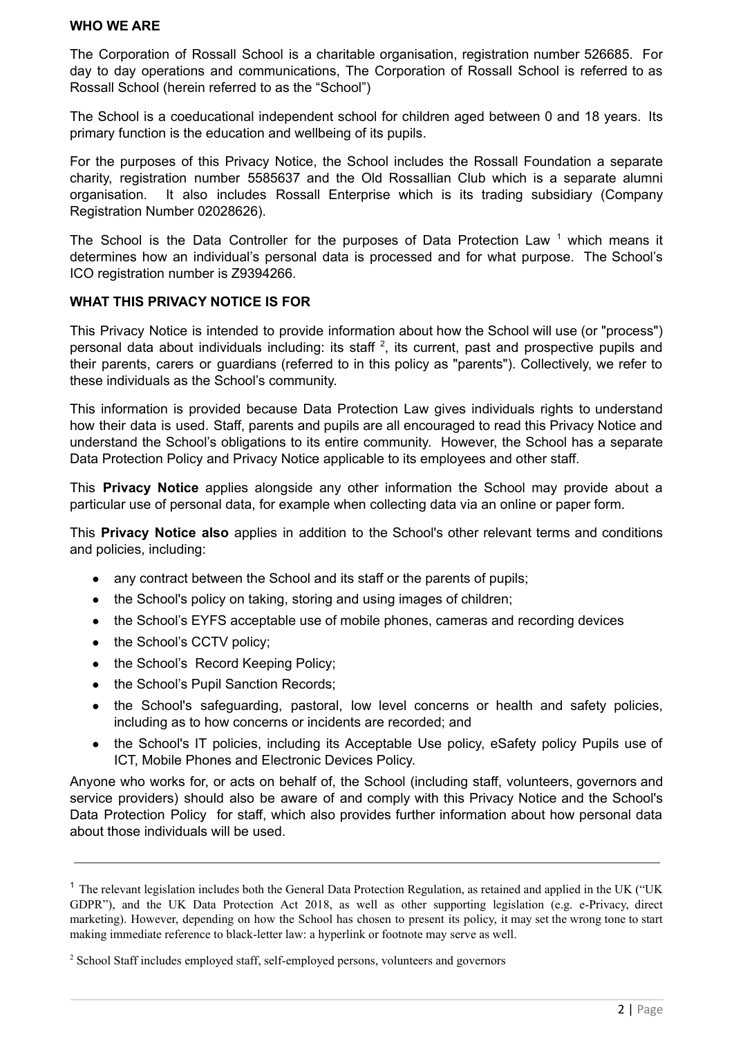## WHO WE ARE

The Corporation of Rossall School is a charitable organisation, registration number 526685. For day to day operations and communications, The Corporation of Rossall School is referred to as Rossall School (herein referred to as the "School")

The School is a coeducational independent school for children aged between 0 and 18 years. Its primary function is the education and wellbeing of its pupils.

For the purposes of this Privacy Notice, the School includes the Rossall Foundation a separate charity, registration number 5585637 and the Old Rossallian Club which is a separate alumni organisation. It also includes Rossall Enterprise which is its trading subsidiary (Company Registration Number 02028626).

The School is the Data Controller for the purposes of Data Protection Law [1] which means it determines how an individual's personal data is processed and for what purpose. The School's ICO registration number is Z9394266.

## WHAT THIS PRIVACY NOTICE IS FOR

This Privacy Notice is intended to provide information about how the School will use (or "process") personal data about individuals including: its staff [2], its current, past and prospective pupils and their parents, carers or guardians (referred to in this policy as "parents"). Collectively, we refer to these individuals as the School's community.

This information is provided because Data Protection Law gives individuals rights to understand how their data is used. Staff, parents and pupils are all encouraged to read this Privacy Notice and understand the School's obligations to its entire community. However, the School has a separate Data Protection Policy and Privacy Notice applicable to its employees and other staff.

This **Privacy Notice** applies alongside any other information the School may provide about a particular use of personal data, for example when collecting data via an online or paper form.

This **Privacy Notice also** applies in addition to the School's other relevant terms and conditions and policies, including:

- any contract between the School and its staff or the parents of pupils;
- the School's policy on taking, storing and using images of children;
- the School's EYFS acceptable use of mobile phones, cameras and recording devices
- the School's CCTV policy;
- the School's Record Keeping Policy;
- the School's Pupil Sanction Records;
- the School's safeguarding, pastoral, low level concerns or health and safety policies, including as to how concerns or incidents are recorded; and
- the School's IT policies, including its Acceptable Use policy, eSafety policy Pupils use of ICT, Mobile Phones and Electronic Devices Policy.

Anyone who works for, or acts on behalf of, the School (including staff, volunteers, governors and service providers) should also be aware of and comply with this Privacy Notice and the School's Data Protection Policy for staff, which also provides further information about how personal data about those individuals will be used.

---

[1] The relevant legislation includes both the General Data Protection Regulation, as retained and applied in the UK ("UK GDPR"), and the UK Data Protection Act 2018, as well as other supporting legislation (e.g. e-Privacy, direct marketing). However, depending on how the School has chosen to present its policy, it may set the wrong tone to start making immediate reference to black-letter law: a hyperlink or footnote may serve as well.

[2] School Staff includes employed staff, self-employed persons, volunteers and governors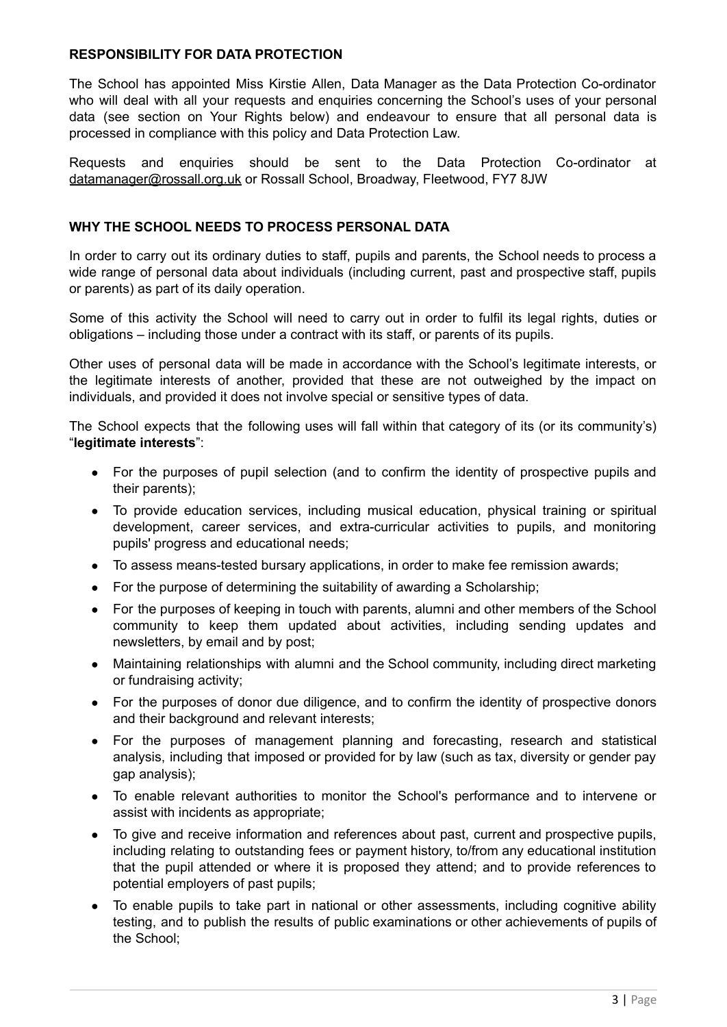## RESPONSIBILITY FOR DATA PROTECTION

The School has appointed Miss Kirstie Allen, Data Manager as the Data Protection Co-ordinator who will deal with all your requests and enquiries concerning the School's uses of your personal data (see section on Your Rights below) and endeavour to ensure that all personal data is processed in compliance with this policy and Data Protection Law.

Requests and enquiries should be sent to the Data Protection Co-ordinator at datamanager@rossall.org.uk or Rossall School, Broadway, Fleetwood, FY7 8JW

## WHY THE SCHOOL NEEDS TO PROCESS PERSONAL DATA

In order to carry out its ordinary duties to staff, pupils and parents, the School needs to process a wide range of personal data about individuals (including current, past and prospective staff, pupils or parents) as part of its daily operation.

Some of this activity the School will need to carry out in order to fulfil its legal rights, duties or obligations – including those under a contract with its staff, or parents of its pupils.

Other uses of personal data will be made in accordance with the School's legitimate interests, or the legitimate interests of another, provided that these are not outweighed by the impact on individuals, and provided it does not involve special or sensitive types of data.

The School expects that the following uses will fall within that category of its (or its community's) "**legitimate interests**":

- For the purposes of pupil selection (and to confirm the identity of prospective pupils and their parents);
- To provide education services, including musical education, physical training or spiritual development, career services, and extra-curricular activities to pupils, and monitoring pupils' progress and educational needs;
- To assess means-tested bursary applications, in order to make fee remission awards;
- For the purpose of determining the suitability of awarding a Scholarship;
- For the purposes of keeping in touch with parents, alumni and other members of the School community to keep them updated about activities, including sending updates and newsletters, by email and by post;
- Maintaining relationships with alumni and the School community, including direct marketing or fundraising activity;
- For the purposes of donor due diligence, and to confirm the identity of prospective donors and their background and relevant interests;
- For the purposes of management planning and forecasting, research and statistical analysis, including that imposed or provided for by law (such as tax, diversity or gender pay gap analysis);
- To enable relevant authorities to monitor the School's performance and to intervene or assist with incidents as appropriate;
- To give and receive information and references about past, current and prospective pupils, including relating to outstanding fees or payment history, to/from any educational institution that the pupil attended or where it is proposed they attend; and to provide references to potential employers of past pupils;
- To enable pupils to take part in national or other assessments, including cognitive ability testing, and to publish the results of public examinations or other achievements of pupils of the School;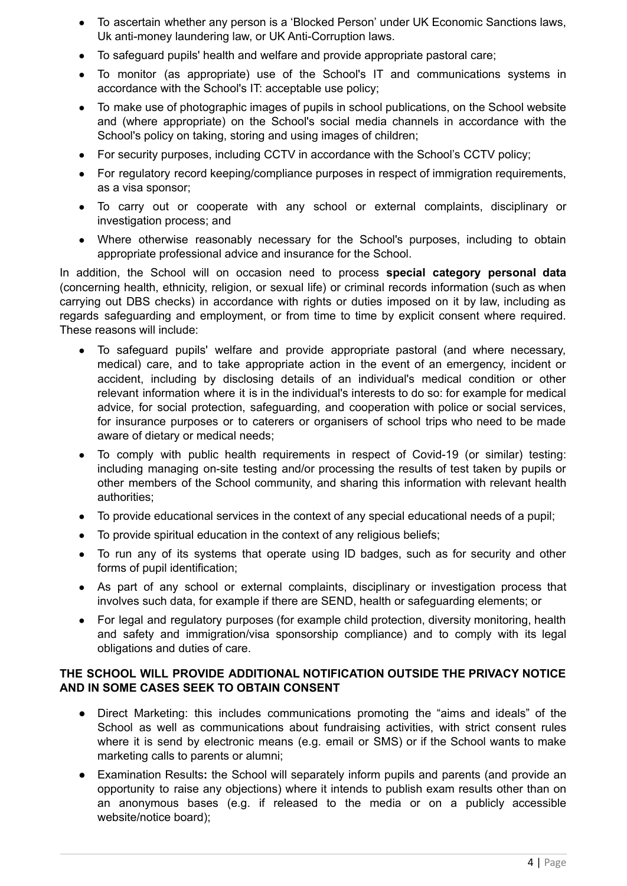- To ascertain whether any person is a 'Blocked Person' under UK Economic Sanctions laws, Uk anti-money laundering law, or UK Anti-Corruption laws.
- To safeguard pupils' health and welfare and provide appropriate pastoral care;
- To monitor (as appropriate) use of the School's IT and communications systems in accordance with the School's IT: acceptable use policy;
- To make use of photographic images of pupils in school publications, on the School website and (where appropriate) on the School's social media channels in accordance with the School's policy on taking, storing and using images of children;
- For security purposes, including CCTV in accordance with the School's CCTV policy;
- For regulatory record keeping/compliance purposes in respect of immigration requirements, as a visa sponsor;
- To carry out or cooperate with any school or external complaints, disciplinary or investigation process; and
- Where otherwise reasonably necessary for the School's purposes, including to obtain appropriate professional advice and insurance for the School.

In addition, the School will on occasion need to process **special category personal data** (concerning health, ethnicity, religion, or sexual life) or criminal records information (such as when carrying out DBS checks) in accordance with rights or duties imposed on it by law, including as regards safeguarding and employment, or from time to time by explicit consent where required. These reasons will include:

- To safeguard pupils' welfare and provide appropriate pastoral (and where necessary, medical) care, and to take appropriate action in the event of an emergency, incident or accident, including by disclosing details of an individual's medical condition or other relevant information where it is in the individual's interests to do so: for example for medical advice, for social protection, safeguarding, and cooperation with police or social services, for insurance purposes or to caterers or organisers of school trips who need to be made aware of dietary or medical needs;
- To comply with public health requirements in respect of Covid-19 (or similar) testing: including managing on-site testing and/or processing the results of test taken by pupils or other members of the School community, and sharing this information with relevant health authorities;
- To provide educational services in the context of any special educational needs of a pupil;
- To provide spiritual education in the context of any religious beliefs;
- To run any of its systems that operate using ID badges, such as for security and other forms of pupil identification;
- As part of any school or external complaints, disciplinary or investigation process that involves such data, for example if there are SEND, health or safeguarding elements; or
- For legal and regulatory purposes (for example child protection, diversity monitoring, health and safety and immigration/visa sponsorship compliance) and to comply with its legal obligations and duties of care.

**THE SCHOOL WILL PROVIDE ADDITIONAL NOTIFICATION OUTSIDE THE PRIVACY NOTICE AND IN SOME CASES SEEK TO OBTAIN CONSENT**

- Direct Marketing: this includes communications promoting the "aims and ideals" of the School as well as communications about fundraising activities, with strict consent rules where it is send by electronic means (e.g. email or SMS) or if the School wants to make marketing calls to parents or alumni;
- Examination Results**:** the School will separately inform pupils and parents (and provide an opportunity to raise any objections) where it intends to publish exam results other than on an anonymous bases (e.g. if released to the media or on a publicly accessible website/notice board);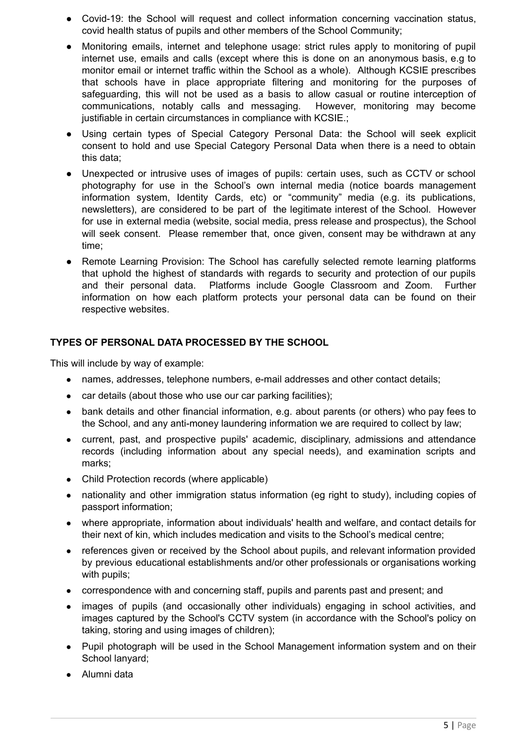- Covid-19: the School will request and collect information concerning vaccination status, covid health status of pupils and other members of the School Community;
- Monitoring emails, internet and telephone usage: strict rules apply to monitoring of pupil internet use, emails and calls (except where this is done on an anonymous basis, e.g to monitor email or internet traffic within the School as a whole). Although KCSIE prescribes that schools have in place appropriate filtering and monitoring for the purposes of safeguarding, this will not be used as a basis to allow casual or routine interception of communications, notably calls and messaging. However, monitoring may become justifiable in certain circumstances in compliance with KCSIE.;
- Using certain types of Special Category Personal Data: the School will seek explicit consent to hold and use Special Category Personal Data when there is a need to obtain this data;
- Unexpected or intrusive uses of images of pupils: certain uses, such as CCTV or school photography for use in the School's own internal media (notice boards management information system, Identity Cards, etc) or "community" media (e.g. its publications, newsletters), are considered to be part of the legitimate interest of the School. However for use in external media (website, social media, press release and prospectus), the School will seek consent. Please remember that, once given, consent may be withdrawn at any time;
- Remote Learning Provision: The School has carefully selected remote learning platforms that uphold the highest of standards with regards to security and protection of our pupils and their personal data. Platforms include Google Classroom and Zoom. Further information on how each platform protects your personal data can be found on their respective websites.

**TYPES OF PERSONAL DATA PROCESSED BY THE SCHOOL**

This will include by way of example:

- names, addresses, telephone numbers, e-mail addresses and other contact details;
- car details (about those who use our car parking facilities);
- bank details and other financial information, e.g. about parents (or others) who pay fees to the School, and any anti-money laundering information we are required to collect by law;
- current, past, and prospective pupils' academic, disciplinary, admissions and attendance records (including information about any special needs), and examination scripts and marks;
- Child Protection records (where applicable)
- nationality and other immigration status information (eg right to study), including copies of passport information;
- where appropriate, information about individuals' health and welfare, and contact details for their next of kin, which includes medication and visits to the School's medical centre;
- references given or received by the School about pupils, and relevant information provided by previous educational establishments and/or other professionals or organisations working with pupils;
- correspondence with and concerning staff, pupils and parents past and present; and
- images of pupils (and occasionally other individuals) engaging in school activities, and images captured by the School's CCTV system (in accordance with the School's policy on taking, storing and using images of children);
- Pupil photograph will be used in the School Management information system and on their School lanyard;
- Alumni data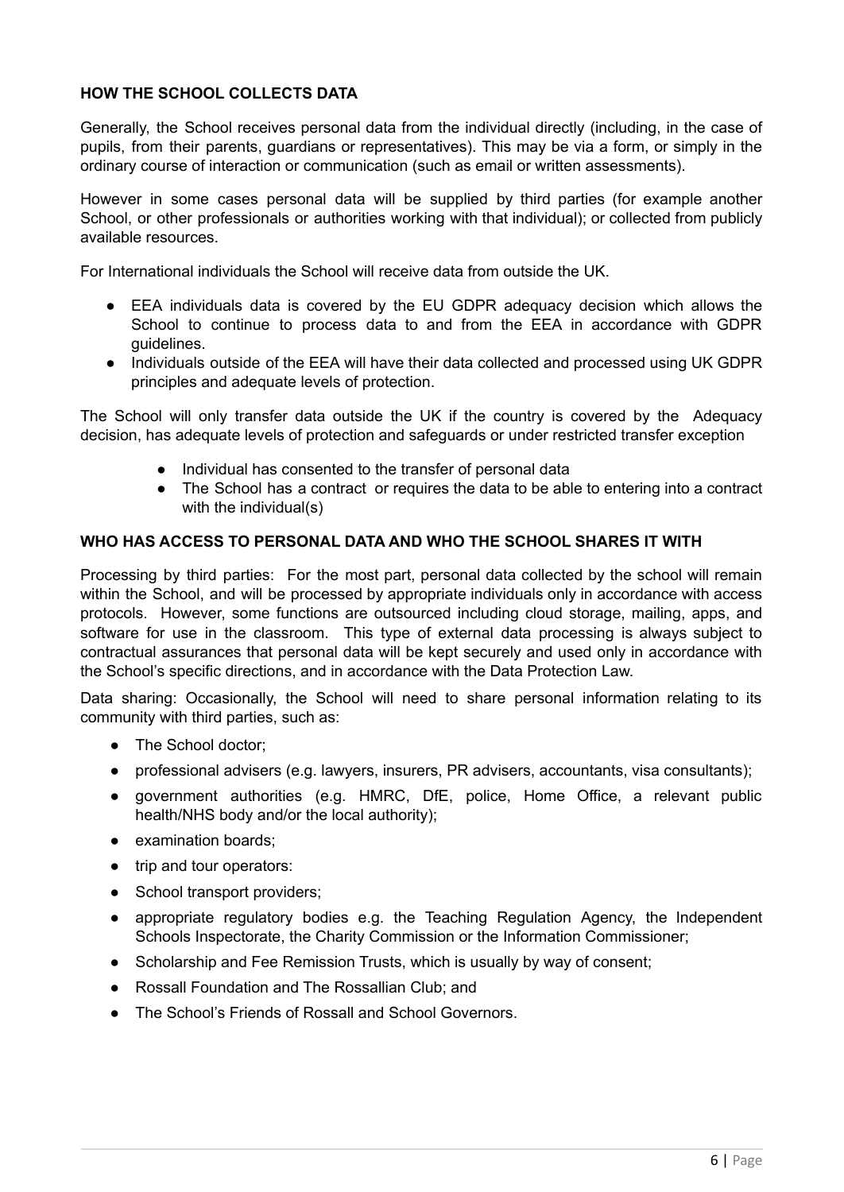## HOW THE SCHOOL COLLECTS DATA

Generally, the School receives personal data from the individual directly (including, in the case of pupils, from their parents, guardians or representatives). This may be via a form, or simply in the ordinary course of interaction or communication (such as email or written assessments).

However in some cases personal data will be supplied by third parties (for example another School, or other professionals or authorities working with that individual); or collected from publicly available resources.

For International individuals the School will receive data from outside the UK.

- EEA individuals data is covered by the EU GDPR adequacy decision which allows the School to continue to process data to and from the EEA in accordance with GDPR guidelines.
- Individuals outside of the EEA will have their data collected and processed using UK GDPR principles and adequate levels of protection.

The School will only transfer data outside the UK if the country is covered by the Adequacy decision, has adequate levels of protection and safeguards or under restricted transfer exception

- Individual has consented to the transfer of personal data
- The School has a contract or requires the data to be able to entering into a contract with the individual(s)

## WHO HAS ACCESS TO PERSONAL DATA AND WHO THE SCHOOL SHARES IT WITH

Processing by third parties: For the most part, personal data collected by the school will remain within the School, and will be processed by appropriate individuals only in accordance with access protocols. However, some functions are outsourced including cloud storage, mailing, apps, and software for use in the classroom. This type of external data processing is always subject to contractual assurances that personal data will be kept securely and used only in accordance with the School's specific directions, and in accordance with the Data Protection Law.

Data sharing: Occasionally, the School will need to share personal information relating to its community with third parties, such as:

- The School doctor;
- professional advisers (e.g. lawyers, insurers, PR advisers, accountants, visa consultants);
- government authorities (e.g. HMRC, DfE, police, Home Office, a relevant public health/NHS body and/or the local authority);
- examination boards;
- trip and tour operators:
- School transport providers;
- appropriate regulatory bodies e.g. the Teaching Regulation Agency, the Independent Schools Inspectorate, the Charity Commission or the Information Commissioner;
- Scholarship and Fee Remission Trusts, which is usually by way of consent;
- Rossall Foundation and The Rossallian Club; and
- The School's Friends of Rossall and School Governors.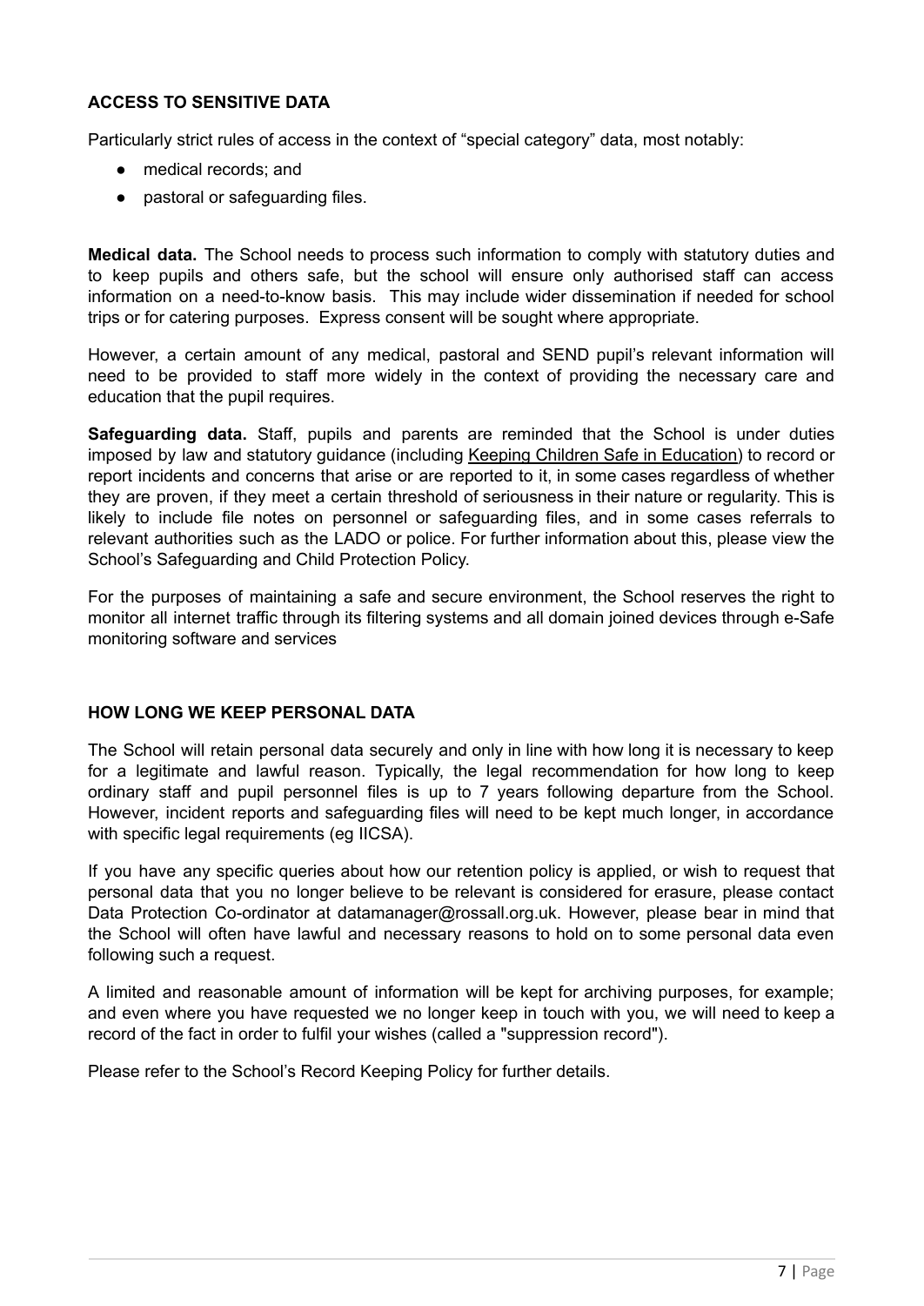## ACCESS TO SENSITIVE DATA

Particularly strict rules of access in the context of "special category" data, most notably:

- medical records; and
- pastoral or safeguarding files.

**Medical data.** The School needs to process such information to comply with statutory duties and to keep pupils and others safe, but the school will ensure only authorised staff can access information on a need-to-know basis. This may include wider dissemination if needed for school trips or for catering purposes. Express consent will be sought where appropriate.

However, a certain amount of any medical, pastoral and SEND pupil's relevant information will need to be provided to staff more widely in the context of providing the necessary care and education that the pupil requires.

**Safeguarding data.** Staff, pupils and parents are reminded that the School is under duties imposed by law and statutory guidance (including Keeping Children Safe in Education) to record or report incidents and concerns that arise or are reported to it, in some cases regardless of whether they are proven, if they meet a certain threshold of seriousness in their nature or regularity. This is likely to include file notes on personnel or safeguarding files, and in some cases referrals to relevant authorities such as the LADO or police. For further information about this, please view the School's Safeguarding and Child Protection Policy.

For the purposes of maintaining a safe and secure environment, the School reserves the right to monitor all internet traffic through its filtering systems and all domain joined devices through e-Safe monitoring software and services

## HOW LONG WE KEEP PERSONAL DATA

The School will retain personal data securely and only in line with how long it is necessary to keep for a legitimate and lawful reason. Typically, the legal recommendation for how long to keep ordinary staff and pupil personnel files is up to 7 years following departure from the School. However, incident reports and safeguarding files will need to be kept much longer, in accordance with specific legal requirements (eg IICSA).

If you have any specific queries about how our retention policy is applied, or wish to request that personal data that you no longer believe to be relevant is considered for erasure, please contact Data Protection Co-ordinator at datamanager@rossall.org.uk. However, please bear in mind that the School will often have lawful and necessary reasons to hold on to some personal data even following such a request.

A limited and reasonable amount of information will be kept for archiving purposes, for example; and even where you have requested we no longer keep in touch with you, we will need to keep a record of the fact in order to fulfil your wishes (called a "suppression record").

Please refer to the School's Record Keeping Policy for further details.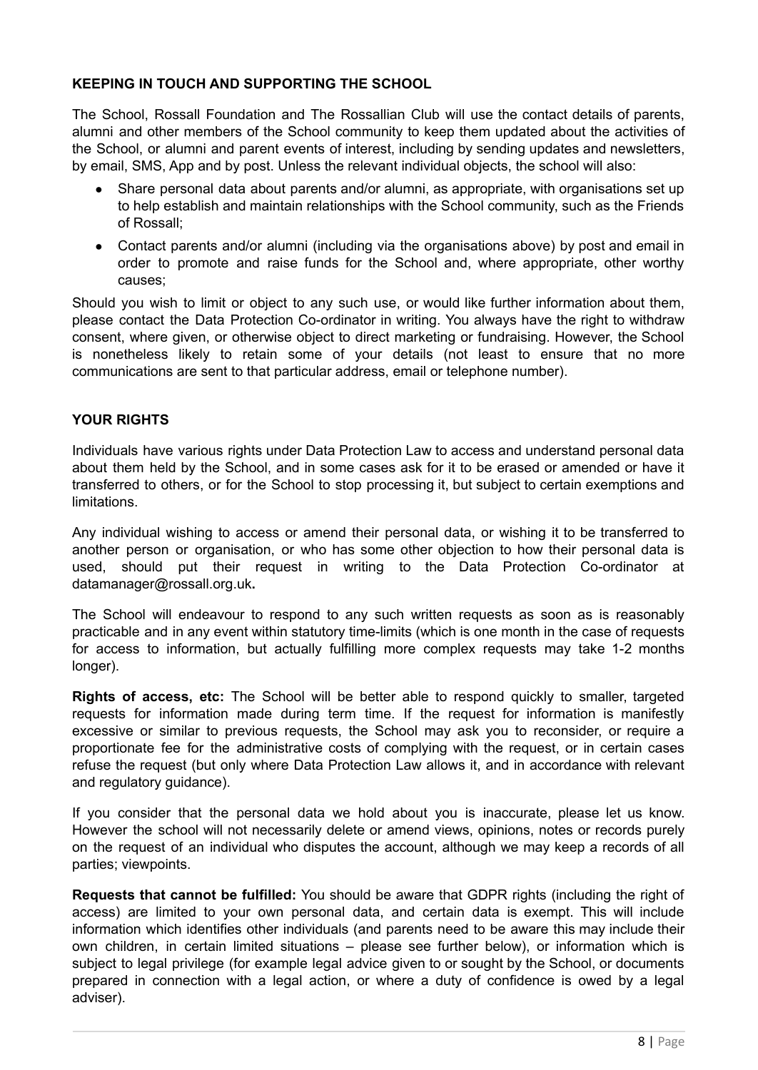## KEEPING IN TOUCH AND SUPPORTING THE SCHOOL

The School, Rossall Foundation and The Rossallian Club will use the contact details of parents, alumni and other members of the School community to keep them updated about the activities of the School, or alumni and parent events of interest, including by sending updates and newsletters, by email, SMS, App and by post. Unless the relevant individual objects, the school will also:

- Share personal data about parents and/or alumni, as appropriate, with organisations set up to help establish and maintain relationships with the School community, such as the Friends of Rossall;
- Contact parents and/or alumni (including via the organisations above) by post and email in order to promote and raise funds for the School and, where appropriate, other worthy causes;

Should you wish to limit or object to any such use, or would like further information about them, please contact the Data Protection Co-ordinator in writing. You always have the right to withdraw consent, where given, or otherwise object to direct marketing or fundraising. However, the School is nonetheless likely to retain some of your details (not least to ensure that no more communications are sent to that particular address, email or telephone number).

## YOUR RIGHTS

Individuals have various rights under Data Protection Law to access and understand personal data about them held by the School, and in some cases ask for it to be erased or amended or have it transferred to others, or for the School to stop processing it, but subject to certain exemptions and limitations.

Any individual wishing to access or amend their personal data, or wishing it to be transferred to another person or organisation, or who has some other objection to how their personal data is used, should put their request in writing to the Data Protection Co-ordinator at datamanager@rossall.org.uk**.**

The School will endeavour to respond to any such written requests as soon as is reasonably practicable and in any event within statutory time-limits (which is one month in the case of requests for access to information, but actually fulfilling more complex requests may take 1-2 months longer).

**Rights of access, etc:** The School will be better able to respond quickly to smaller, targeted requests for information made during term time. If the request for information is manifestly excessive or similar to previous requests, the School may ask you to reconsider, or require a proportionate fee for the administrative costs of complying with the request, or in certain cases refuse the request (but only where Data Protection Law allows it, and in accordance with relevant and regulatory guidance).

If you consider that the personal data we hold about you is inaccurate, please let us know. However the school will not necessarily delete or amend views, opinions, notes or records purely on the request of an individual who disputes the account, although we may keep a records of all parties; viewpoints.

**Requests that cannot be fulfilled:** You should be aware that GDPR rights (including the right of access) are limited to your own personal data, and certain data is exempt. This will include information which identifies other individuals (and parents need to be aware this may include their own children, in certain limited situations – please see further below), or information which is subject to legal privilege (for example legal advice given to or sought by the School, or documents prepared in connection with a legal action, or where a duty of confidence is owed by a legal adviser).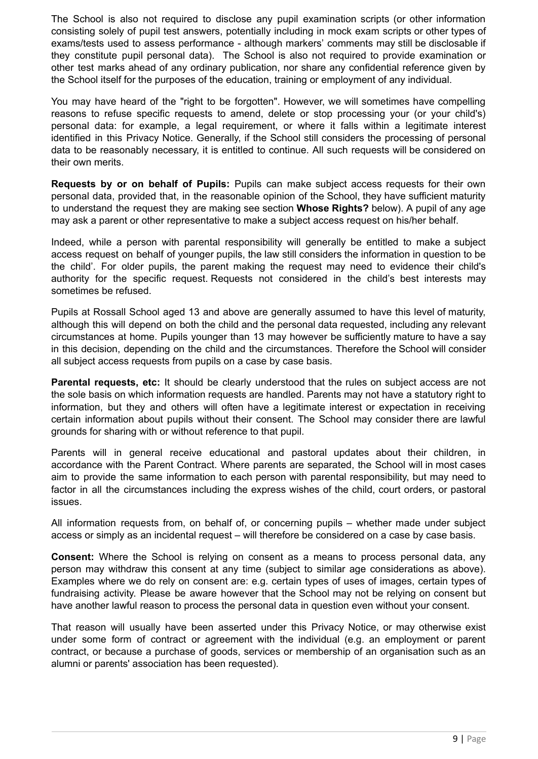The School is also not required to disclose any pupil examination scripts (or other information consisting solely of pupil test answers, potentially including in mock exam scripts or other types of exams/tests used to assess performance - although markers' comments may still be disclosable if they constitute pupil personal data). The School is also not required to provide examination or other test marks ahead of any ordinary publication, nor share any confidential reference given by the School itself for the purposes of the education, training or employment of any individual.

You may have heard of the "right to be forgotten". However, we will sometimes have compelling reasons to refuse specific requests to amend, delete or stop processing your (or your child's) personal data: for example, a legal requirement, or where it falls within a legitimate interest identified in this Privacy Notice. Generally, if the School still considers the processing of personal data to be reasonably necessary, it is entitled to continue. All such requests will be considered on their own merits.

**Requests by or on behalf of Pupils:** Pupils can make subject access requests for their own personal data, provided that, in the reasonable opinion of the School, they have sufficient maturity to understand the request they are making see section **Whose Rights?** below). A pupil of any age may ask a parent or other representative to make a subject access request on his/her behalf.

Indeed, while a person with parental responsibility will generally be entitled to make a subject access request on behalf of younger pupils, the law still considers the information in question to be the child'. For older pupils, the parent making the request may need to evidence their child's authority for the specific request. Requests not considered in the child's best interests may sometimes be refused.

Pupils at Rossall School aged 13 and above are generally assumed to have this level of maturity, although this will depend on both the child and the personal data requested, including any relevant circumstances at home. Pupils younger than 13 may however be sufficiently mature to have a say in this decision, depending on the child and the circumstances. Therefore the School will consider all subject access requests from pupils on a case by case basis.

**Parental requests, etc:** It should be clearly understood that the rules on subject access are not the sole basis on which information requests are handled. Parents may not have a statutory right to information, but they and others will often have a legitimate interest or expectation in receiving certain information about pupils without their consent. The School may consider there are lawful grounds for sharing with or without reference to that pupil.

Parents will in general receive educational and pastoral updates about their children, in accordance with the Parent Contract. Where parents are separated, the School will in most cases aim to provide the same information to each person with parental responsibility, but may need to factor in all the circumstances including the express wishes of the child, court orders, or pastoral issues.

All information requests from, on behalf of, or concerning pupils – whether made under subject access or simply as an incidental request – will therefore be considered on a case by case basis.

**Consent:** Where the School is relying on consent as a means to process personal data, any person may withdraw this consent at any time (subject to similar age considerations as above). Examples where we do rely on consent are: e.g. certain types of uses of images, certain types of fundraising activity. Please be aware however that the School may not be relying on consent but have another lawful reason to process the personal data in question even without your consent.

That reason will usually have been asserted under this Privacy Notice, or may otherwise exist under some form of contract or agreement with the individual (e.g. an employment or parent contract, or because a purchase of goods, services or membership of an organisation such as an alumni or parents' association has been requested).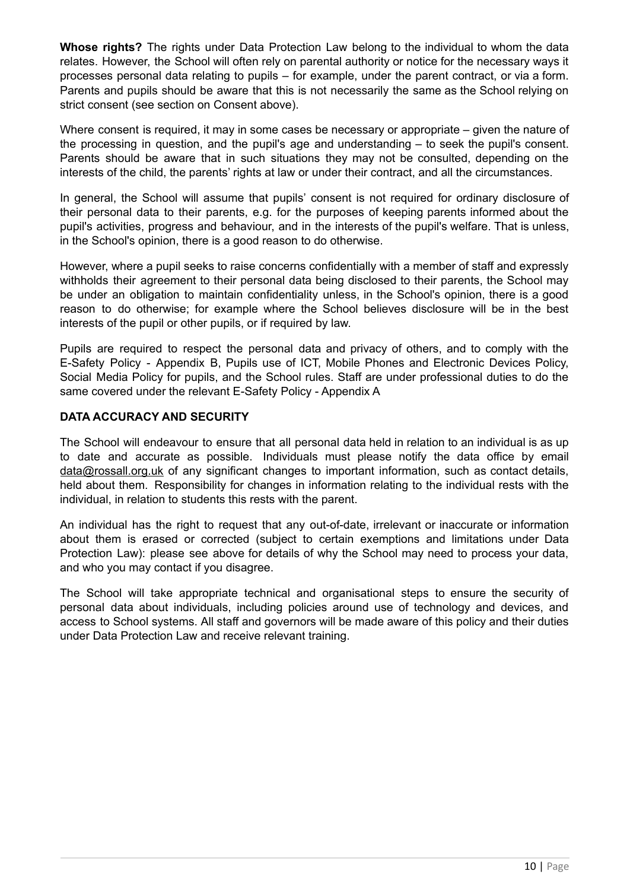**Whose rights?** The rights under Data Protection Law belong to the individual to whom the data relates. However, the School will often rely on parental authority or notice for the necessary ways it processes personal data relating to pupils – for example, under the parent contract, or via a form. Parents and pupils should be aware that this is not necessarily the same as the School relying on strict consent (see section on Consent above).

Where consent is required, it may in some cases be necessary or appropriate – given the nature of the processing in question, and the pupil's age and understanding – to seek the pupil's consent. Parents should be aware that in such situations they may not be consulted, depending on the interests of the child, the parents' rights at law or under their contract, and all the circumstances.

In general, the School will assume that pupils' consent is not required for ordinary disclosure of their personal data to their parents, e.g. for the purposes of keeping parents informed about the pupil's activities, progress and behaviour, and in the interests of the pupil's welfare. That is unless, in the School's opinion, there is a good reason to do otherwise.

However, where a pupil seeks to raise concerns confidentially with a member of staff and expressly withholds their agreement to their personal data being disclosed to their parents, the School may be under an obligation to maintain confidentiality unless, in the School's opinion, there is a good reason to do otherwise; for example where the School believes disclosure will be in the best interests of the pupil or other pupils, or if required by law.

Pupils are required to respect the personal data and privacy of others, and to comply with the E-Safety Policy - Appendix B, Pupils use of ICT, Mobile Phones and Electronic Devices Policy, Social Media Policy for pupils, and the School rules. Staff are under professional duties to do the same covered under the relevant E-Safety Policy - Appendix A

**DATA ACCURACY AND SECURITY**

The School will endeavour to ensure that all personal data held in relation to an individual is as up to date and accurate as possible. Individuals must please notify the data office by email data@rossall.org.uk of any significant changes to important information, such as contact details, held about them. Responsibility for changes in information relating to the individual rests with the individual, in relation to students this rests with the parent.

An individual has the right to request that any out-of-date, irrelevant or inaccurate or information about them is erased or corrected (subject to certain exemptions and limitations under Data Protection Law): please see above for details of why the School may need to process your data, and who you may contact if you disagree.

The School will take appropriate technical and organisational steps to ensure the security of personal data about individuals, including policies around use of technology and devices, and access to School systems. All staff and governors will be made aware of this policy and their duties under Data Protection Law and receive relevant training.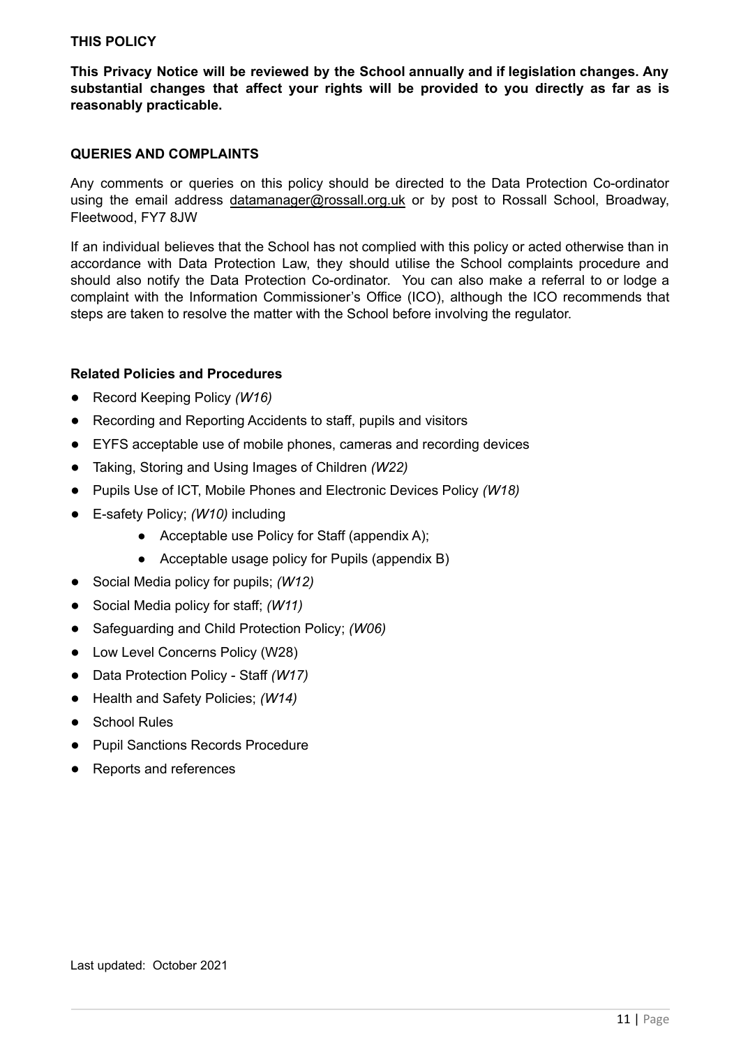## THIS POLICY

**This Privacy Notice will be reviewed by the School annually and if legislation changes. Any substantial changes that affect your rights will be provided to you directly as far as is reasonably practicable.**

## QUERIES AND COMPLAINTS

Any comments or queries on this policy should be directed to the Data Protection Co-ordinator using the email address datamanager@rossall.org.uk or by post to Rossall School, Broadway, Fleetwood, FY7 8JW

If an individual believes that the School has not complied with this policy or acted otherwise than in accordance with Data Protection Law, they should utilise the School complaints procedure and should also notify the Data Protection Co-ordinator. You can also make a referral to or lodge a complaint with the Information Commissioner's Office (ICO), although the ICO recommends that steps are taken to resolve the matter with the School before involving the regulator.

### Related Policies and Procedures

- Record Keeping Policy *(W16)*
- Recording and Reporting Accidents to staff, pupils and visitors
- EYFS acceptable use of mobile phones, cameras and recording devices
- Taking, Storing and Using Images of Children *(W22)*
- Pupils Use of ICT, Mobile Phones and Electronic Devices Policy *(W18)*
- E-safety Policy; *(W10)* including
    - Acceptable use Policy for Staff (appendix A);
    - Acceptable usage policy for Pupils (appendix B)
- Social Media policy for pupils; *(W12)*
- Social Media policy for staff; *(W11)*
- Safeguarding and Child Protection Policy; *(W06)*
- Low Level Concerns Policy (W28)
- Data Protection Policy - Staff *(W17)*
- Health and Safety Policies; *(W14)*
- School Rules
- Pupil Sanctions Records Procedure
- Reports and references

Last updated: October 2021